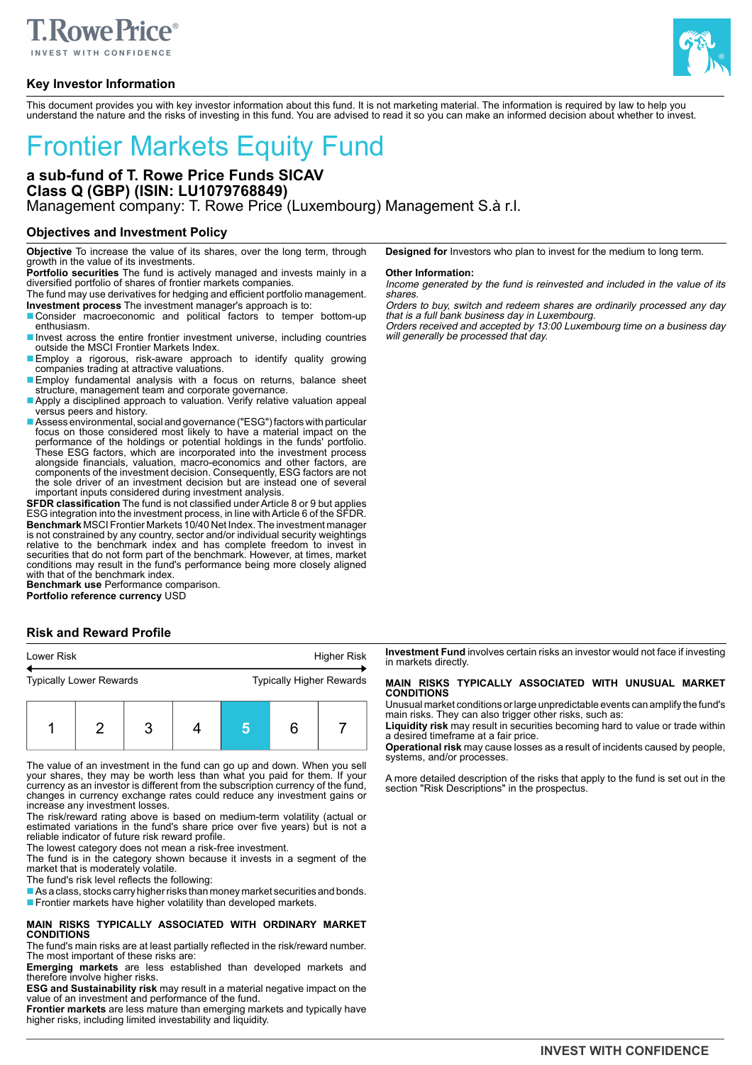# Key Investor Information

This document provides you with key investor information about this fund. It is not marketing material. The information is required by law to help you understand the nature and the risks of investing in this fund. You are advised to read it so you can make an informed decision about whether to invest.

# Frontier Markets Equity Fund

**a sub-fund of T. Rowe Price Funds SICAV**
**Class Q (GBP) (ISIN: LU1079768849)**
Management company: T. Rowe Price (Luxembourg) Management S.à r.l.

## Objectives and Investment Policy

**Objective** To increase the value of its shares, over the long term, through growth in the value of its investments.

**Portfolio securities** The fund is actively managed and invests mainly in a diversified portfolio of shares of frontier markets companies.

The fund may use derivatives for hedging and efficient portfolio management.

**Investment process** The investment manager's approach is to:

- Consider macroeconomic and political factors to temper bottom-up enthusiasm.
- Invest across the entire frontier investment universe, including countries outside the MSCI Frontier Markets Index.
- Employ a rigorous, risk-aware approach to identify quality growing companies trading at attractive valuations.
- Employ fundamental analysis with a focus on returns, balance sheet structure, management team and corporate governance.
- Apply a disciplined approach to valuation. Verify relative valuation appeal versus peers and history.
- Assess environmental, social and governance ("ESG") factors with particular focus on those considered most likely to have a material impact on the performance of the holdings or potential holdings in the funds' portfolio. These ESG factors, which are incorporated into the investment process alongside financials, valuation, macro-economics and other factors, are components of the investment decision. Consequently, ESG factors are not the sole driver of an investment decision but are instead one of several important inputs considered during investment analysis.

**SFDR classification** The fund is not classified under Article 8 or 9 but applies ESG integration into the investment process, in line with Article 6 of the SFDR.

**Benchmark** MSCI Frontier Markets 10/40 Net Index. The investment manager is not constrained by any country, sector and/or individual security weightings relative to the benchmark index and has complete freedom to invest in securities that do not form part of the benchmark. However, at times, market conditions may result in the fund's performance being more closely aligned with that of the benchmark index.

**Benchmark use** Performance comparison.

**Portfolio reference currency** USD

**Designed for** Investors who plan to invest for the medium to long term.

**Other Information:**

*Income generated by the fund is reinvested and included in the value of its shares.*

*Orders to buy, switch and redeem shares are ordinarily processed any day that is a full bank business day in Luxembourg.*

*Orders received and accepted by 13:00 Luxembourg time on a business day will generally be processed that day.*

## Risk and Reward Profile

| Lower Risk | | | | | | Higher Risk |
|---|---|---|---|---|---|---|
| Typically Lower Rewards | | | | | | Typically Higher Rewards |
| 1 | 2 | 3 | 4 | **5** | 6 | 7 |

The value of an investment in the fund can go up and down. When you sell your shares, they may be worth less than what you paid for them. If your currency as an investor is different from the subscription currency of the fund, changes in currency exchange rates could reduce any investment gains or increase any investment losses.

The risk/reward rating above is based on medium-term volatility (actual or estimated variations in the fund's share price over five years) but is not a reliable indicator of future risk reward profile.

The lowest category does not mean a risk-free investment.

The fund is in the category shown because it invests in a segment of the market that is moderately volatile.

The fund's risk level reflects the following:

- As a class, stocks carry higher risks than money market securities and bonds.
- Frontier markets have higher volatility than developed markets.

**MAIN RISKS TYPICALLY ASSOCIATED WITH ORDINARY MARKET CONDITIONS**

The fund's main risks are at least partially reflected in the risk/reward number. The most important of these risks are:

**Emerging markets** are less established than developed markets and therefore involve higher risks.

**ESG and Sustainability risk** may result in a material negative impact on the value of an investment and performance of the fund.

**Frontier markets** are less mature than emerging markets and typically have higher risks, including limited investability and liquidity.

**Investment Fund** involves certain risks an investor would not face if investing in markets directly.

**MAIN RISKS TYPICALLY ASSOCIATED WITH UNUSUAL MARKET CONDITIONS**

Unusual market conditions or large unpredictable events can amplify the fund's main risks. They can also trigger other risks, such as:

**Liquidity risk** may result in securities becoming hard to value or trade within a desired timeframe at a fair price.

**Operational risk** may cause losses as a result of incidents caused by people, systems, and/or processes.

A more detailed description of the risks that apply to the fund is set out in the section "Risk Descriptions" in the prospectus.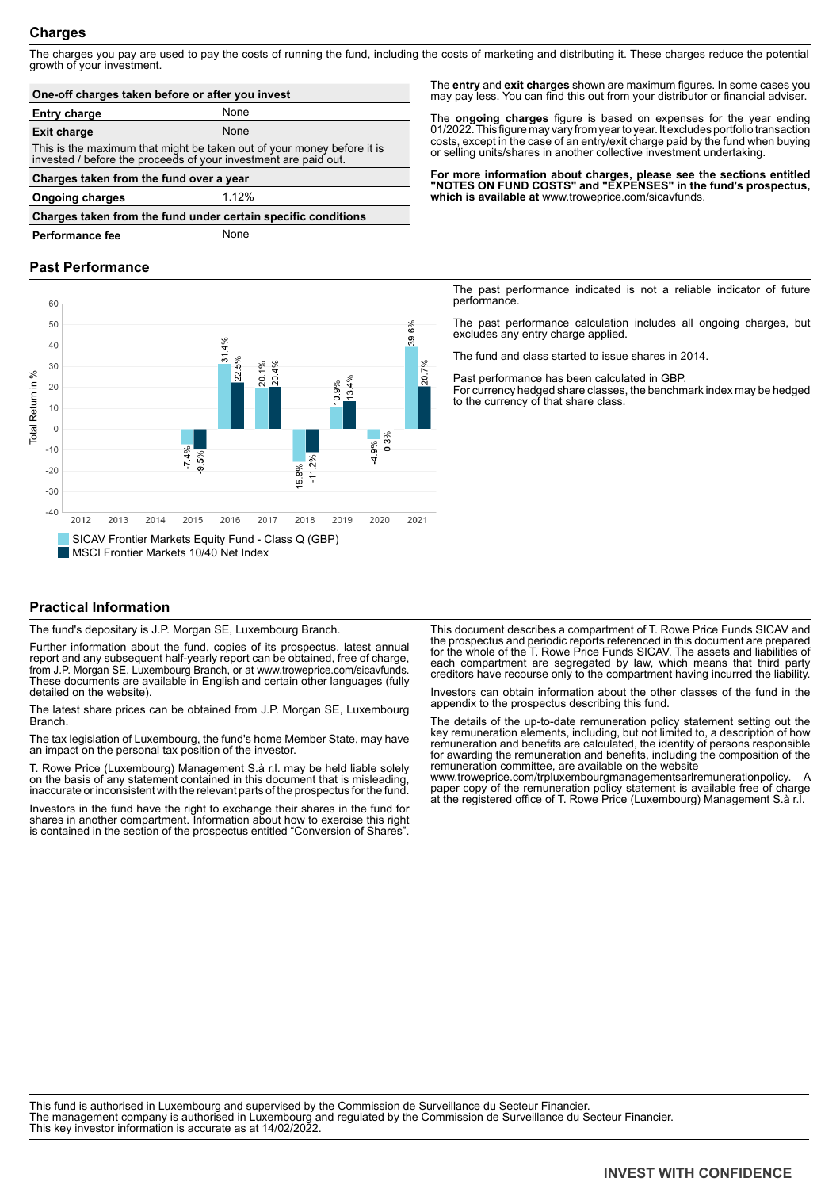## Charges

The charges you pay are used to pay the costs of running the fund, including the costs of marketing and distributing it. These charges reduce the potential growth of your investment.

| One-off charges taken before or after you invest | |
|---|---|
| **Entry charge** | None |
| **Exit charge** | None |
| This is the maximum that might be taken out of your money before it is invested / before the proceeds of your investment are paid out. | |
| **Charges taken from the fund over a year** | |
| **Ongoing charges** | 1.12% |
| **Charges taken from the fund under certain specific conditions** | |
| **Performance fee** | None |

The **entry** and **exit charges** shown are maximum figures. In some cases you may pay less. You can find this out from your distributor or financial adviser.

The **ongoing charges** figure is based on expenses for the year ending 01/2022. This figure may vary from year to year. It excludes portfolio transaction costs, except in the case of an entry/exit charge paid by the fund when buying or selling units/shares in another collective investment undertaking.

**For more information about charges, please see the sections entitled "NOTES ON FUND COSTS" and "EXPENSES" in the fund's prospectus, which is available at** www.troweprice.com/sicavfunds.

## Past Performance

Total Return in %

60
50
40
30
20
10
0
-10
-20
-30
-40

2012 2013 2014 2015 2016 2017 2018 2019 2020 2021

2015: -7.4% -9.5%
2016: 31.4% 22.5%
2017: 20.1% 20.4%
2018: -15.8% -11.2%
2019: 10.9% 13.4%
2020: -4.9% -0.3%
2021: 39.6% 20.7%

SICAV Frontier Markets Equity Fund - Class Q (GBP)
MSCI Frontier Markets 10/40 Net Index

The past performance indicated is not a reliable indicator of future performance.

The past performance calculation includes all ongoing charges, but excludes any entry charge applied.

The fund and class started to issue shares in 2014.

Past performance has been calculated in GBP.
For currency hedged share classes, the benchmark index may be hedged to the currency of that share class.

## Practical Information

The fund's depositary is J.P. Morgan SE, Luxembourg Branch.

Further information about the fund, copies of its prospectus, latest annual report and any subsequent half-yearly report can be obtained, free of charge, from J.P. Morgan SE, Luxembourg Branch, or at www.troweprice.com/sicavfunds. These documents are available in English and certain other languages (fully detailed on the website).

The latest share prices can be obtained from J.P. Morgan SE, Luxembourg Branch.

The tax legislation of Luxembourg, the fund's home Member State, may have an impact on the personal tax position of the investor.

T. Rowe Price (Luxembourg) Management S.à r.l. may be held liable solely on the basis of any statement contained in this document that is misleading, inaccurate or inconsistent with the relevant parts of the prospectus for the fund.

Investors in the fund have the right to exchange their shares in the fund for shares in another compartment. Information about how to exercise this right is contained in the section of the prospectus entitled "Conversion of Shares".

This document describes a compartment of T. Rowe Price Funds SICAV and the prospectus and periodic reports referenced in this document are prepared for the whole of the T. Rowe Price Funds SICAV. The assets and liabilities of each compartment are segregated by law, which means that third party creditors have recourse only to the compartment having incurred the liability.

Investors can obtain information about the other classes of the fund in the appendix to the prospectus describing this fund.

The details of the up-to-date remuneration policy statement setting out the key remuneration elements, including, but not limited to, a description of how remuneration and benefits are calculated, the identity of persons responsible for awarding the remuneration and benefits, including the composition of the remuneration committee, are available on the website www.troweprice.com/trpluxembourgmanagementsarlremunerationpolicy. A paper copy of the remuneration policy statement is available free of charge at the registered office of T. Rowe Price (Luxembourg) Management S.à r.l.

This fund is authorised in Luxembourg and supervised by the Commission de Surveillance du Secteur Financier.
The management company is authorised in Luxembourg and regulated by the Commission de Surveillance du Secteur Financier.
This key investor information is accurate as at 14/02/2022.

**INVEST WITH CONFIDENCE**